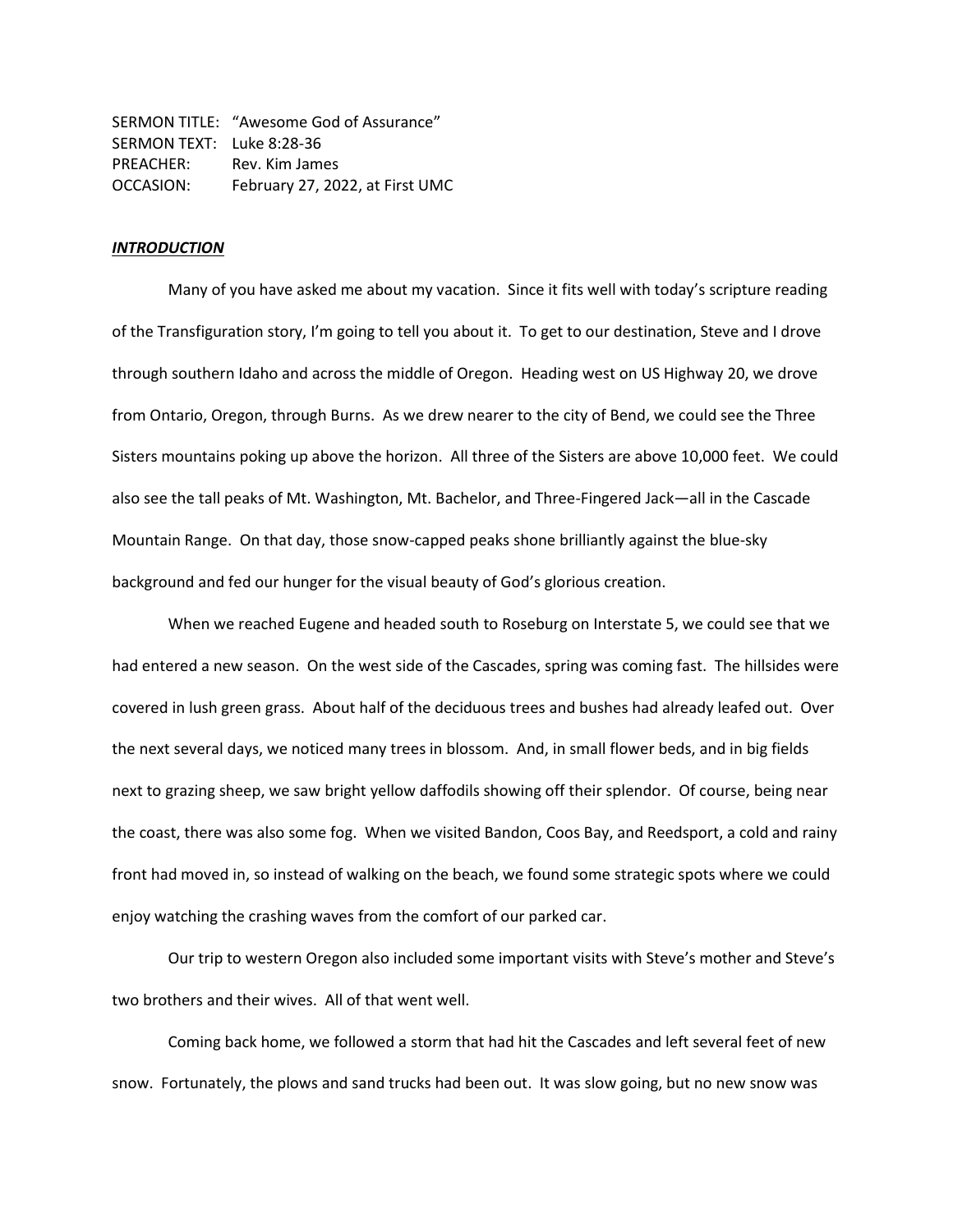SERMON TITLE: "Awesome God of Assurance"
SERMON TEXT: Luke 8:28-36
PREACHER: Rev. Kim James
OCCASION: February 27, 2022, at First UMC

***INTRODUCTION***

Many of you have asked me about my vacation. Since it fits well with today's scripture reading of the Transfiguration story, I'm going to tell you about it. To get to our destination, Steve and I drove through southern Idaho and across the middle of Oregon. Heading west on US Highway 20, we drove from Ontario, Oregon, through Burns. As we drew nearer to the city of Bend, we could see the Three Sisters mountains poking up above the horizon. All three of the Sisters are above 10,000 feet. We could also see the tall peaks of Mt. Washington, Mt. Bachelor, and Three-Fingered Jack—all in the Cascade Mountain Range. On that day, those snow-capped peaks shone brilliantly against the blue-sky background and fed our hunger for the visual beauty of God's glorious creation.

When we reached Eugene and headed south to Roseburg on Interstate 5, we could see that we had entered a new season. On the west side of the Cascades, spring was coming fast. The hillsides were covered in lush green grass. About half of the deciduous trees and bushes had already leafed out. Over the next several days, we noticed many trees in blossom. And, in small flower beds, and in big fields next to grazing sheep, we saw bright yellow daffodils showing off their splendor. Of course, being near the coast, there was also some fog. When we visited Bandon, Coos Bay, and Reedsport, a cold and rainy front had moved in, so instead of walking on the beach, we found some strategic spots where we could enjoy watching the crashing waves from the comfort of our parked car.

Our trip to western Oregon also included some important visits with Steve's mother and Steve's two brothers and their wives. All of that went well.

Coming back home, we followed a storm that had hit the Cascades and left several feet of new snow. Fortunately, the plows and sand trucks had been out. It was slow going, but no new snow was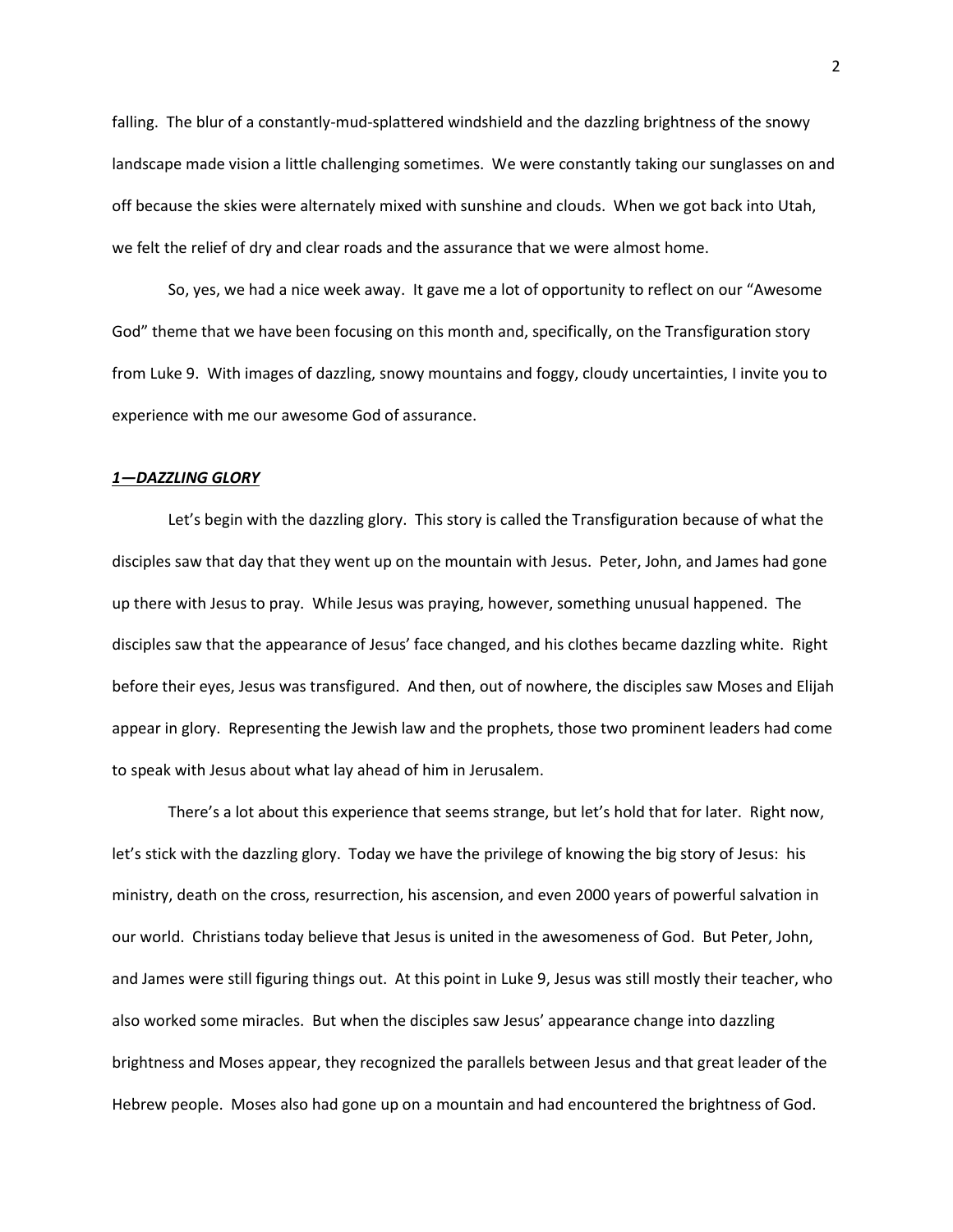falling. The blur of a constantly-mud-splattered windshield and the dazzling brightness of the snowy landscape made vision a little challenging sometimes. We were constantly taking our sunglasses on and off because the skies were alternately mixed with sunshine and clouds. When we got back into Utah, we felt the relief of dry and clear roads and the assurance that we were almost home.

So, yes, we had a nice week away. It gave me a lot of opportunity to reflect on our "Awesome God" theme that we have been focusing on this month and, specifically, on the Transfiguration story from Luke 9. With images of dazzling, snowy mountains and foggy, cloudy uncertainties, I invite you to experience with me our awesome God of assurance.

***<u>1—DAZZLING GLORY</u>***

Let's begin with the dazzling glory. This story is called the Transfiguration because of what the disciples saw that day that they went up on the mountain with Jesus. Peter, John, and James had gone up there with Jesus to pray. While Jesus was praying, however, something unusual happened. The disciples saw that the appearance of Jesus' face changed, and his clothes became dazzling white. Right before their eyes, Jesus was transfigured. And then, out of nowhere, the disciples saw Moses and Elijah appear in glory. Representing the Jewish law and the prophets, those two prominent leaders had come to speak with Jesus about what lay ahead of him in Jerusalem.

There's a lot about this experience that seems strange, but let's hold that for later. Right now, let's stick with the dazzling glory. Today we have the privilege of knowing the big story of Jesus: his ministry, death on the cross, resurrection, his ascension, and even 2000 years of powerful salvation in our world. Christians today believe that Jesus is united in the awesomeness of God. But Peter, John, and James were still figuring things out. At this point in Luke 9, Jesus was still mostly their teacher, who also worked some miracles. But when the disciples saw Jesus' appearance change into dazzling brightness and Moses appear, they recognized the parallels between Jesus and that great leader of the Hebrew people. Moses also had gone up on a mountain and had encountered the brightness of God.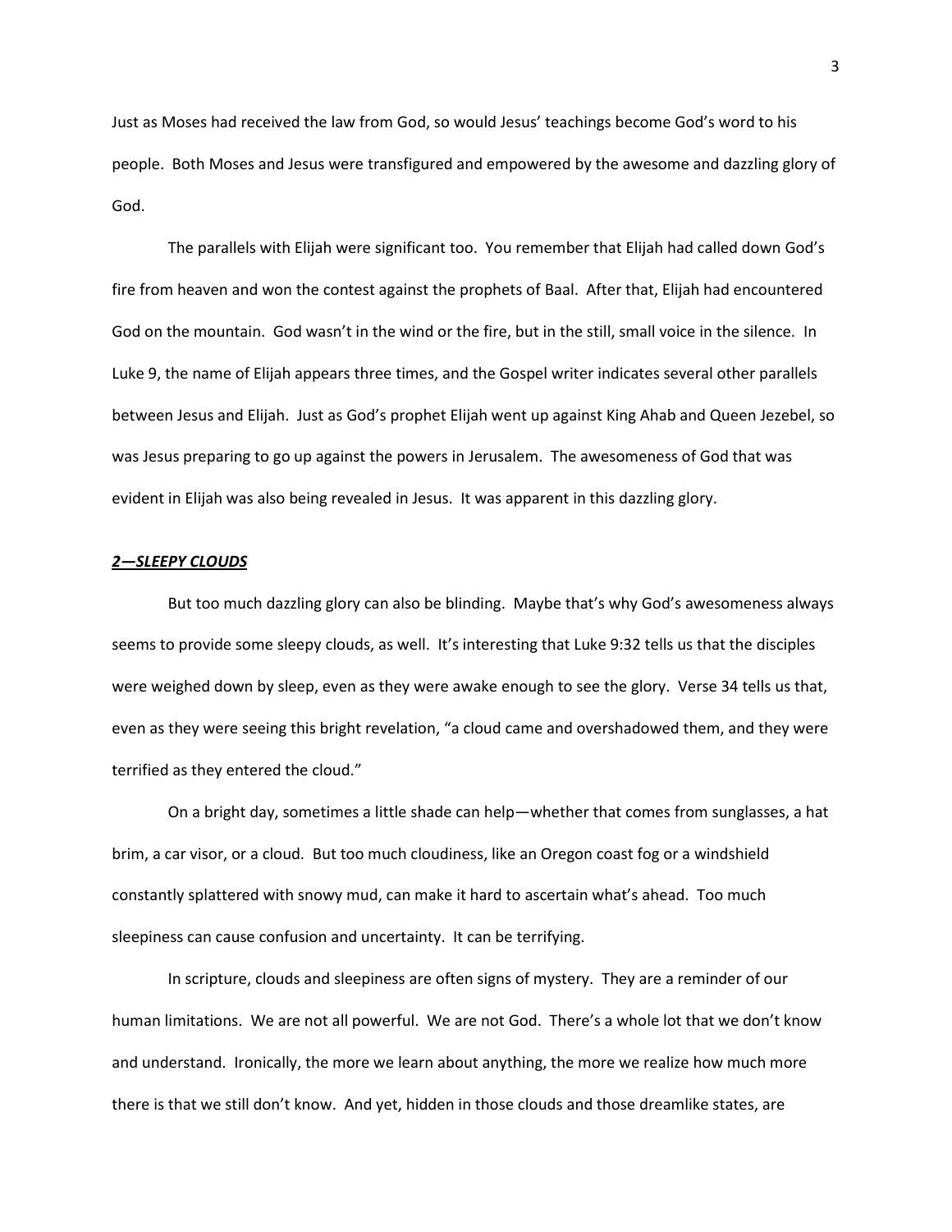Just as Moses had received the law from God, so would Jesus' teachings become God's word to his people. Both Moses and Jesus were transfigured and empowered by the awesome and dazzling glory of God.

The parallels with Elijah were significant too. You remember that Elijah had called down God's fire from heaven and won the contest against the prophets of Baal. After that, Elijah had encountered God on the mountain. God wasn't in the wind or the fire, but in the still, small voice in the silence. In Luke 9, the name of Elijah appears three times, and the Gospel writer indicates several other parallels between Jesus and Elijah. Just as God's prophet Elijah went up against King Ahab and Queen Jezebel, so was Jesus preparing to go up against the powers in Jerusalem. The awesomeness of God that was evident in Elijah was also being revealed in Jesus. It was apparent in this dazzling glory.

### ***2—SLEEPY CLOUDS***

But too much dazzling glory can also be blinding. Maybe that's why God's awesomeness always seems to provide some sleepy clouds, as well. It's interesting that Luke 9:32 tells us that the disciples were weighed down by sleep, even as they were awake enough to see the glory. Verse 34 tells us that, even as they were seeing this bright revelation, "a cloud came and overshadowed them, and they were terrified as they entered the cloud."

On a bright day, sometimes a little shade can help—whether that comes from sunglasses, a hat brim, a car visor, or a cloud. But too much cloudiness, like an Oregon coast fog or a windshield constantly splattered with snowy mud, can make it hard to ascertain what's ahead. Too much sleepiness can cause confusion and uncertainty. It can be terrifying.

In scripture, clouds and sleepiness are often signs of mystery. They are a reminder of our human limitations. We are not all powerful. We are not God. There's a whole lot that we don't know and understand. Ironically, the more we learn about anything, the more we realize how much more there is that we still don't know. And yet, hidden in those clouds and those dreamlike states, are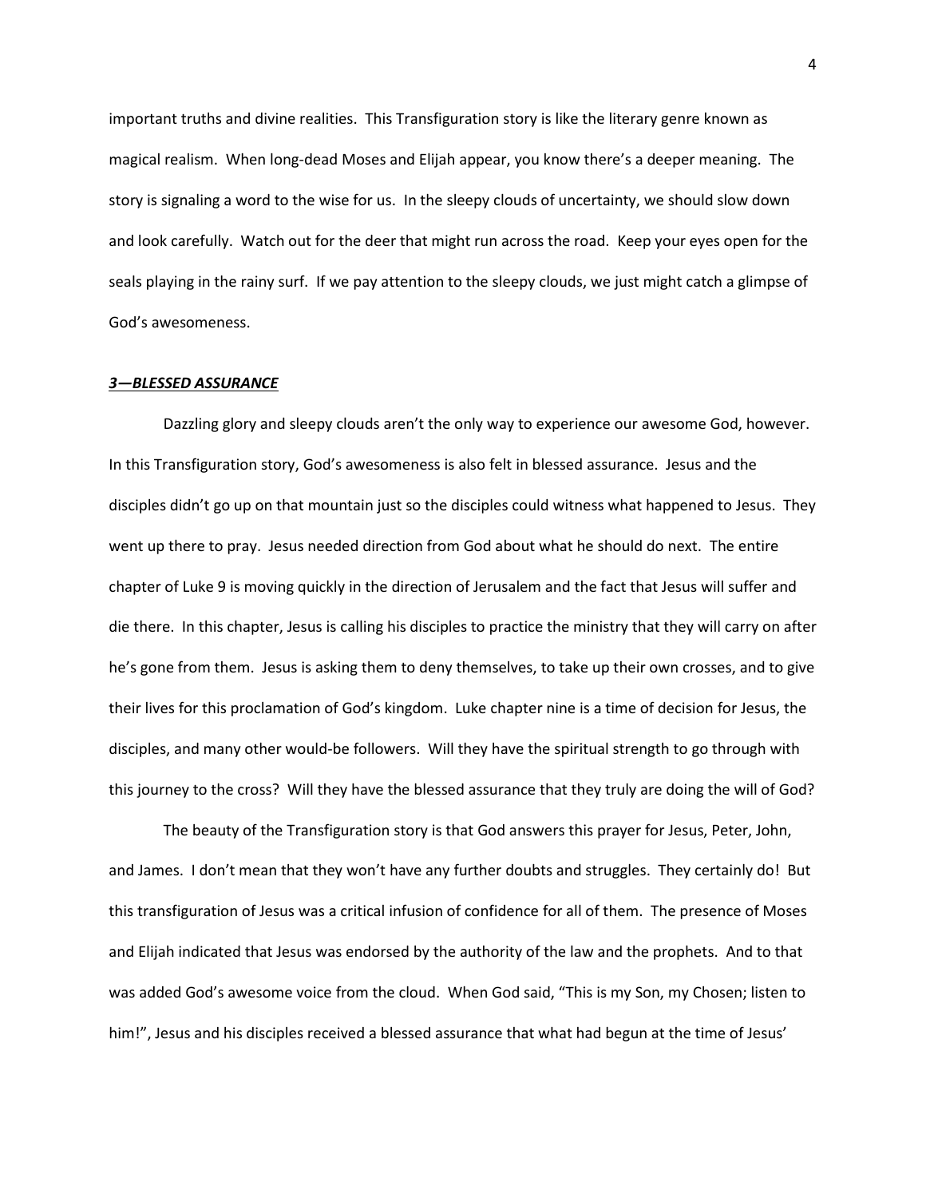important truths and divine realities. This Transfiguration story is like the literary genre known as magical realism. When long-dead Moses and Elijah appear, you know there's a deeper meaning. The story is signaling a word to the wise for us. In the sleepy clouds of uncertainty, we should slow down and look carefully. Watch out for the deer that might run across the road. Keep your eyes open for the seals playing in the rainy surf. If we pay attention to the sleepy clouds, we just might catch a glimpse of God's awesomeness.

### ***3—BLESSED ASSURANCE***

Dazzling glory and sleepy clouds aren't the only way to experience our awesome God, however. In this Transfiguration story, God's awesomeness is also felt in blessed assurance. Jesus and the disciples didn't go up on that mountain just so the disciples could witness what happened to Jesus. They went up there to pray. Jesus needed direction from God about what he should do next. The entire chapter of Luke 9 is moving quickly in the direction of Jerusalem and the fact that Jesus will suffer and die there. In this chapter, Jesus is calling his disciples to practice the ministry that they will carry on after he's gone from them. Jesus is asking them to deny themselves, to take up their own crosses, and to give their lives for this proclamation of God's kingdom. Luke chapter nine is a time of decision for Jesus, the disciples, and many other would-be followers. Will they have the spiritual strength to go through with this journey to the cross? Will they have the blessed assurance that they truly are doing the will of God?

The beauty of the Transfiguration story is that God answers this prayer for Jesus, Peter, John, and James. I don't mean that they won't have any further doubts and struggles. They certainly do! But this transfiguration of Jesus was a critical infusion of confidence for all of them. The presence of Moses and Elijah indicated that Jesus was endorsed by the authority of the law and the prophets. And to that was added God's awesome voice from the cloud. When God said, "This is my Son, my Chosen; listen to him!", Jesus and his disciples received a blessed assurance that what had begun at the time of Jesus'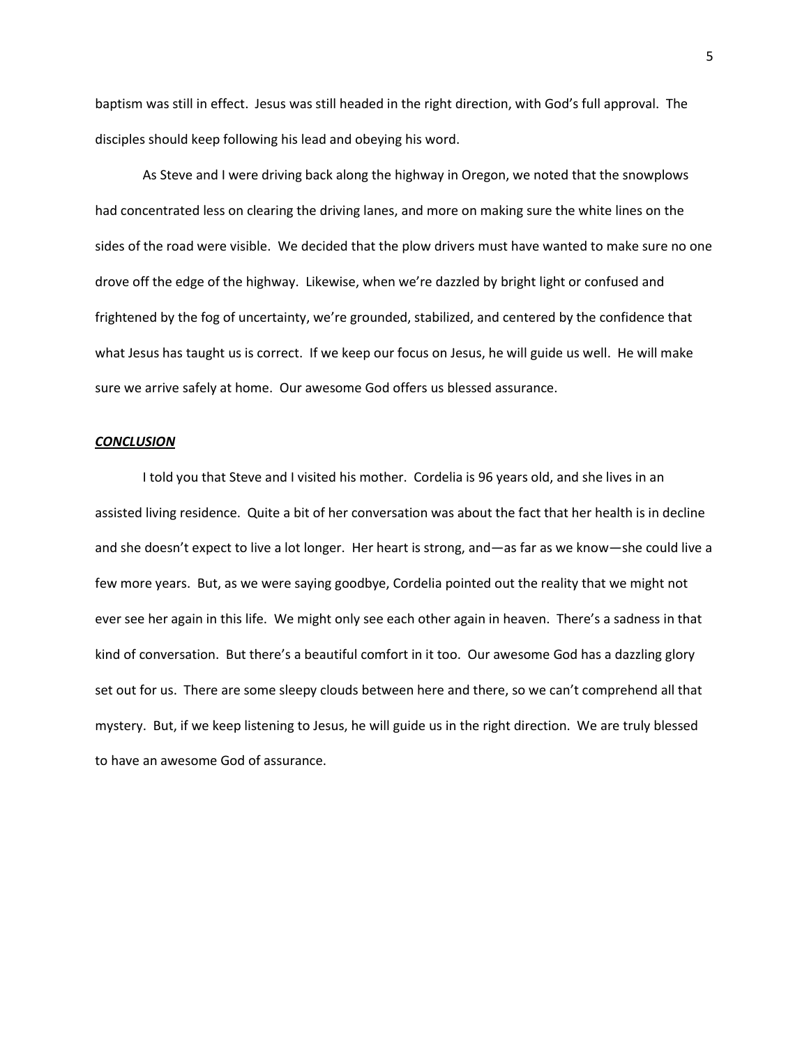baptism was still in effect. Jesus was still headed in the right direction, with God's full approval. The disciples should keep following his lead and obeying his word.

As Steve and I were driving back along the highway in Oregon, we noted that the snowplows had concentrated less on clearing the driving lanes, and more on making sure the white lines on the sides of the road were visible. We decided that the plow drivers must have wanted to make sure no one drove off the edge of the highway. Likewise, when we're dazzled by bright light or confused and frightened by the fog of uncertainty, we're grounded, stabilized, and centered by the confidence that what Jesus has taught us is correct. If we keep our focus on Jesus, he will guide us well. He will make sure we arrive safely at home. Our awesome God offers us blessed assurance.

***CONCLUSION***

I told you that Steve and I visited his mother. Cordelia is 96 years old, and she lives in an assisted living residence. Quite a bit of her conversation was about the fact that her health is in decline and she doesn't expect to live a lot longer. Her heart is strong, and—as far as we know—she could live a few more years. But, as we were saying goodbye, Cordelia pointed out the reality that we might not ever see her again in this life. We might only see each other again in heaven. There's a sadness in that kind of conversation. But there's a beautiful comfort in it too. Our awesome God has a dazzling glory set out for us. There are some sleepy clouds between here and there, so we can't comprehend all that mystery. But, if we keep listening to Jesus, he will guide us in the right direction. We are truly blessed to have an awesome God of assurance.